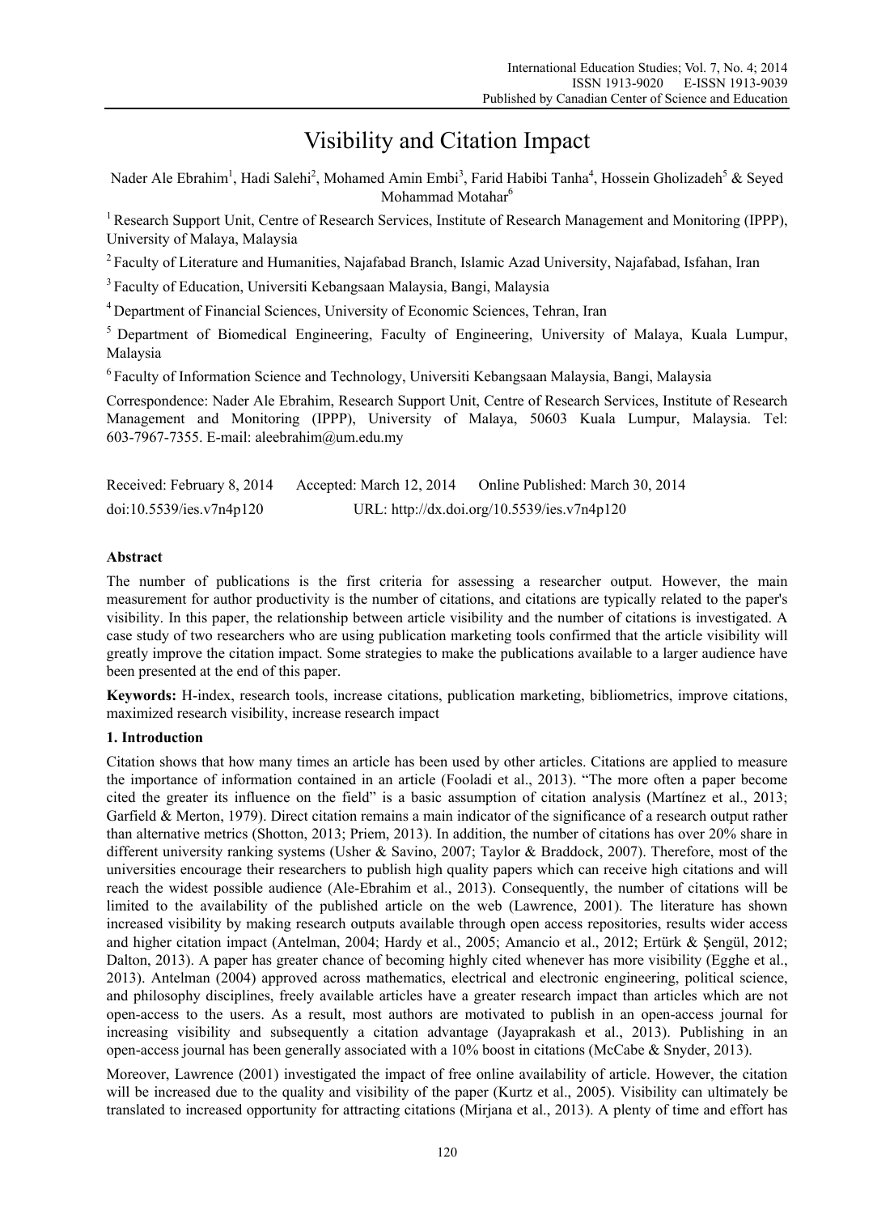# Visibility and Citation Impact

Nader Ale Ebrahim[1], Hadi Salehi[2], Mohamed Amin Embi[3], Farid Habibi Tanha[4], Hossein Gholizadeh[5] & Seyed Mohammad Motahar[6]

[1] Research Support Unit, Centre of Research Services, Institute of Research Management and Monitoring (IPPP), University of Malaya, Malaysia

[2] Faculty of Literature and Humanities, Najafabad Branch, Islamic Azad University, Najafabad, Isfahan, Iran

[3] Faculty of Education, Universiti Kebangsaan Malaysia, Bangi, Malaysia

[4] Department of Financial Sciences, University of Economic Sciences, Tehran, Iran

[5] Department of Biomedical Engineering, Faculty of Engineering, University of Malaya, Kuala Lumpur, Malaysia

[6] Faculty of Information Science and Technology, Universiti Kebangsaan Malaysia, Bangi, Malaysia

Correspondence: Nader Ale Ebrahim, Research Support Unit, Centre of Research Services, Institute of Research Management and Monitoring (IPPP), University of Malaya, 50603 Kuala Lumpur, Malaysia. Tel: 603-7967-7355. E-mail: aleebrahim@um.edu.my

Received: February 8, 2014 Accepted: March 12, 2014 Online Published: March 30, 2014

doi:10.5539/ies.v7n4p120 URL: http://dx.doi.org/10.5539/ies.v7n4p120

## Abstract

The number of publications is the first criteria for assessing a researcher output. However, the main measurement for author productivity is the number of citations, and citations are typically related to the paper's visibility. In this paper, the relationship between article visibility and the number of citations is investigated. A case study of two researchers who are using publication marketing tools confirmed that the article visibility will greatly improve the citation impact. Some strategies to make the publications available to a larger audience have been presented at the end of this paper.

**Keywords:** H-index, research tools, increase citations, publication marketing, bibliometrics, improve citations, maximized research visibility, increase research impact

## 1. Introduction

Citation shows that how many times an article has been used by other articles. Citations are applied to measure the importance of information contained in an article (Fooladi et al., 2013). "The more often a paper become cited the greater its influence on the field" is a basic assumption of citation analysis (Martínez et al., 2013; Garfield & Merton, 1979). Direct citation remains a main indicator of the significance of a research output rather than alternative metrics (Shotton, 2013; Priem, 2013). In addition, the number of citations has over 20% share in different university ranking systems (Usher & Savino, 2007; Taylor & Braddock, 2007). Therefore, most of the universities encourage their researchers to publish high quality papers which can receive high citations and will reach the widest possible audience (Ale-Ebrahim et al., 2013). Consequently, the number of citations will be limited to the availability of the published article on the web (Lawrence, 2001). The literature has shown increased visibility by making research outputs available through open access repositories, results wider access and higher citation impact (Antelman, 2004; Hardy et al., 2005; Amancio et al., 2012; Ertürk & Şengül, 2012; Dalton, 2013). A paper has greater chance of becoming highly cited whenever has more visibility (Egghe et al., 2013). Antelman (2004) approved across mathematics, electrical and electronic engineering, political science, and philosophy disciplines, freely available articles have a greater research impact than articles which are not open-access to the users. As a result, most authors are motivated to publish in an open-access journal for increasing visibility and subsequently a citation advantage (Jayaprakash et al., 2013). Publishing in an open-access journal has been generally associated with a 10% boost in citations (McCabe & Snyder, 2013).

Moreover, Lawrence (2001) investigated the impact of free online availability of article. However, the citation will be increased due to the quality and visibility of the paper (Kurtz et al., 2005). Visibility can ultimately be translated to increased opportunity for attracting citations (Mirjana et al., 2013). A plenty of time and effort has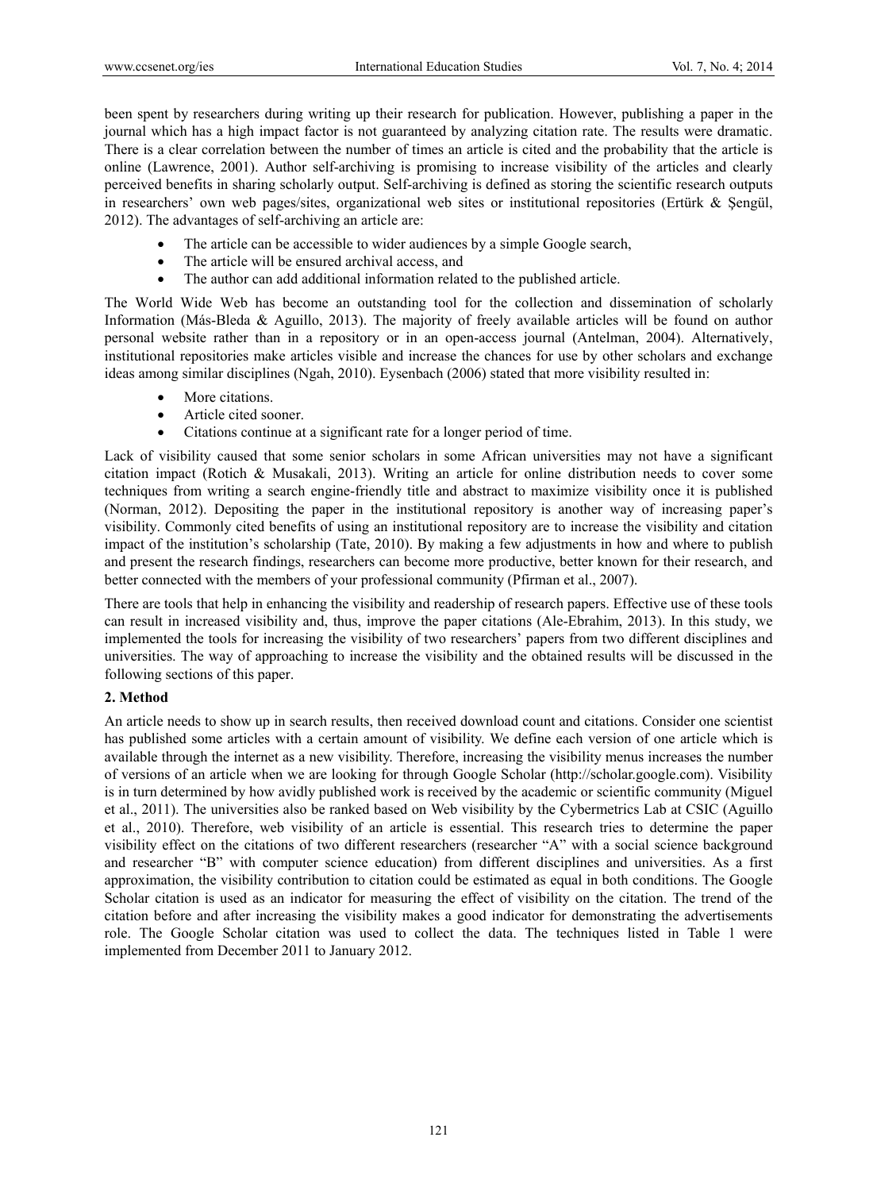been spent by researchers during writing up their research for publication. However, publishing a paper in the journal which has a high impact factor is not guaranteed by analyzing citation rate. The results were dramatic. There is a clear correlation between the number of times an article is cited and the probability that the article is online (Lawrence, 2001). Author self-archiving is promising to increase visibility of the articles and clearly perceived benefits in sharing scholarly output. Self-archiving is defined as storing the scientific research outputs in researchers' own web pages/sites, organizational web sites or institutional repositories (Ertürk & Şengül, 2012). The advantages of self-archiving an article are:

- The article can be accessible to wider audiences by a simple Google search,
- The article will be ensured archival access, and
- The author can add additional information related to the published article.

The World Wide Web has become an outstanding tool for the collection and dissemination of scholarly Information (Más-Bleda & Aguillo, 2013). The majority of freely available articles will be found on author personal website rather than in a repository or in an open-access journal (Antelman, 2004). Alternatively, institutional repositories make articles visible and increase the chances for use by other scholars and exchange ideas among similar disciplines (Ngah, 2010). Eysenbach (2006) stated that more visibility resulted in:

- More citations.
- Article cited sooner.
- Citations continue at a significant rate for a longer period of time.

Lack of visibility caused that some senior scholars in some African universities may not have a significant citation impact (Rotich & Musakali, 2013). Writing an article for online distribution needs to cover some techniques from writing a search engine-friendly title and abstract to maximize visibility once it is published (Norman, 2012). Depositing the paper in the institutional repository is another way of increasing paper's visibility. Commonly cited benefits of using an institutional repository are to increase the visibility and citation impact of the institution's scholarship (Tate, 2010). By making a few adjustments in how and where to publish and present the research findings, researchers can become more productive, better known for their research, and better connected with the members of your professional community (Pfirman et al., 2007).

There are tools that help in enhancing the visibility and readership of research papers. Effective use of these tools can result in increased visibility and, thus, improve the paper citations (Ale-Ebrahim, 2013). In this study, we implemented the tools for increasing the visibility of two researchers' papers from two different disciplines and universities. The way of approaching to increase the visibility and the obtained results will be discussed in the following sections of this paper.

## 2. Method

An article needs to show up in search results, then received download count and citations. Consider one scientist has published some articles with a certain amount of visibility. We define each version of one article which is available through the internet as a new visibility. Therefore, increasing the visibility menus increases the number of versions of an article when we are looking for through Google Scholar (http://scholar.google.com). Visibility is in turn determined by how avidly published work is received by the academic or scientific community (Miguel et al., 2011). The universities also be ranked based on Web visibility by the Cybermetrics Lab at CSIC (Aguillo et al., 2010). Therefore, web visibility of an article is essential. This research tries to determine the paper visibility effect on the citations of two different researchers (researcher "A" with a social science background and researcher "B" with computer science education) from different disciplines and universities. As a first approximation, the visibility contribution to citation could be estimated as equal in both conditions. The Google Scholar citation is used as an indicator for measuring the effect of visibility on the citation. The trend of the citation before and after increasing the visibility makes a good indicator for demonstrating the advertisements role. The Google Scholar citation was used to collect the data. The techniques listed in Table 1 were implemented from December 2011 to January 2012.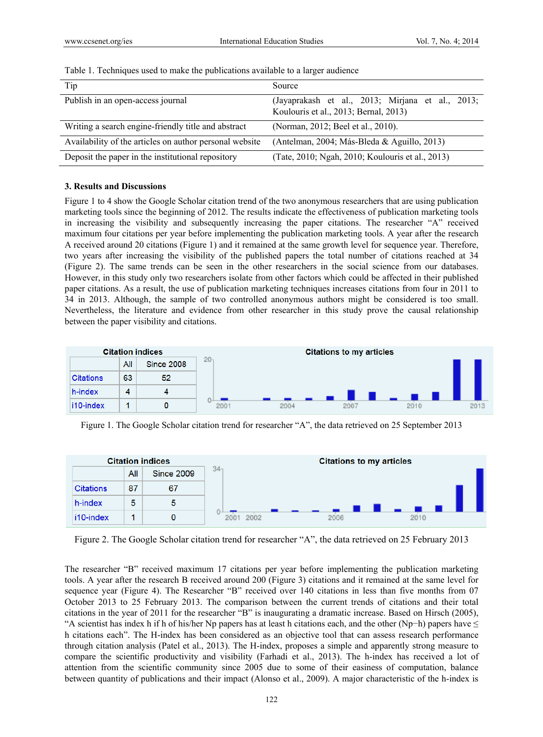Table 1. Techniques used to make the publications available to a larger audience

| Tip | Source |
|---|---|
| Publish in an open-access journal | (Jayaprakash et al., 2013; Mirjana et al., 2013; Koulouris et al., 2013; Bernal, 2013) |
| Writing a search engine-friendly title and abstract | (Norman, 2012; Beel et al., 2010). |
| Availability of the articles on author personal website | (Antelman, 2004; Más-Bleda & Aguillo, 2013) |
| Deposit the paper in the institutional repository | (Tate, 2010; Ngah, 2010; Koulouris et al., 2013) |

### 3. Results and Discussions

Figure 1 to 4 show the Google Scholar citation trend of the two anonymous researchers that are using publication marketing tools since the beginning of 2012. The results indicate the effectiveness of publication marketing tools in increasing the visibility and subsequently increasing the paper citations. The researcher "A" received maximum four citations per year before implementing the publication marketing tools. A year after the research A received around 20 citations (Figure 1) and it remained at the same growth level for sequence year. Therefore, two years after increasing the visibility of the published papers the total number of citations reached at 34 (Figure 2). The same trends can be seen in the other researchers in the social science from our databases. However, in this study only two researchers isolate from other factors which could be affected in their published paper citations. As a result, the use of publication marketing techniques increases citations from four in 2011 to 34 in 2013. Although, the sample of two controlled anonymous authors might be considered is too small. Nevertheless, the literature and evidence from other researcher in this study prove the causal relationship between the paper visibility and citations.

| Citation indices | All | Since 2008 |
|---|---|---|
| Citations | 63 | 52 |
| h-index | 4 | 4 |
| i10-index | 1 | 0 |

Figure 1. The Google Scholar citation trend for researcher "A", the data retrieved on 25 September 2013

| Citation indices | All | Since 2009 |
|---|---|---|
| Citations | 87 | 67 |
| h-index | 5 | 5 |
| i10-index | 1 | 0 |

Figure 2. The Google Scholar citation trend for researcher "A", the data retrieved on 25 February 2013

The researcher "B" received maximum 17 citations per year before implementing the publication marketing tools. A year after the research B received around 200 (Figure 3) citations and it remained at the same level for sequence year (Figure 4). The Researcher "B" received over 140 citations in less than five months from 07 October 2013 to 25 February 2013. The comparison between the current trends of citations and their total citations in the year of 2011 for the researcher "B" is inaugurating a dramatic increase. Based on Hirsch (2005), "A scientist has index h if h of his/her Np papers has at least h citations each, and the other (Np−h) papers have ≤ h citations each". The H-index has been considered as an objective tool that can assess research performance through citation analysis (Patel et al., 2013). The H-index, proposes a simple and apparently strong measure to compare the scientific productivity and visibility (Farhadi et al., 2013). The h-index has received a lot of attention from the scientific community since 2005 due to some of their easiness of computation, balance between quantity of publications and their impact (Alonso et al., 2009). A major characteristic of the h-index is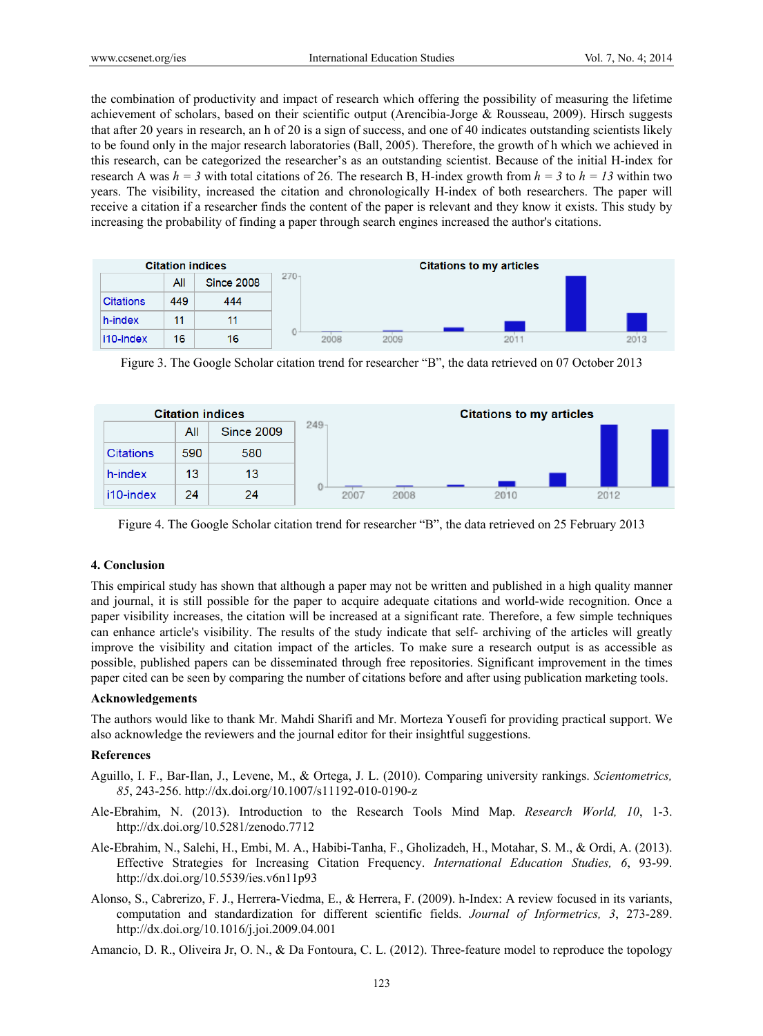the combination of productivity and impact of research which offering the possibility of measuring the lifetime achievement of scholars, based on their scientific output (Arencibia-Jorge & Rousseau, 2009). Hirsch suggests that after 20 years in research, an h of 20 is a sign of success, and one of 40 indicates outstanding scientists likely to be found only in the major research laboratories (Ball, 2005). Therefore, the growth of h which we achieved in this research, can be categorized the researcher's as an outstanding scientist. Because of the initial H-index for research A was $h = 3$ with total citations of 26. The research B, H-index growth from $h = 3$ to $h = 13$ within two years. The visibility, increased the citation and chronologically H-index of both researchers. The paper will receive a citation if a researcher finds the content of the paper is relevant and they know it exists. This study by increasing the probability of finding a paper through search engines increased the author's citations.

| Citation indices | All | Since 2008 |
|---|---|---|
| Citations | 449 | 444 |
| h-index | 11 | 11 |
| i10-index | 16 | 16 |

Figure 3. The Google Scholar citation trend for researcher "B", the data retrieved on 07 October 2013

| Citation indices | All | Since 2009 |
|---|---|---|
| Citations | 590 | 580 |
| h-index | 13 | 13 |
| i10-index | 24 | 24 |

Figure 4. The Google Scholar citation trend for researcher "B", the data retrieved on 25 February 2013

## 4. Conclusion

This empirical study has shown that although a paper may not be written and published in a high quality manner and journal, it is still possible for the paper to acquire adequate citations and world-wide recognition. Once a paper visibility increases, the citation will be increased at a significant rate. Therefore, a few simple techniques can enhance article's visibility. The results of the study indicate that self- archiving of the articles will greatly improve the visibility and citation impact of the articles. To make sure a research output is as accessible as possible, published papers can be disseminated through free repositories. Significant improvement in the times paper cited can be seen by comparing the number of citations before and after using publication marketing tools.

### Acknowledgements

The authors would like to thank Mr. Mahdi Sharifi and Mr. Morteza Yousefi for providing practical support. We also acknowledge the reviewers and the journal editor for their insightful suggestions.

### References

Aguillo, I. F., Bar-Ilan, J., Levene, M., & Ortega, J. L. (2010). Comparing university rankings. *Scientometrics, 85*, 243-256. http://dx.doi.org/10.1007/s11192-010-0190-z

Ale-Ebrahim, N. (2013). Introduction to the Research Tools Mind Map. *Research World, 10*, 1-3. http://dx.doi.org/10.5281/zenodo.7712

Ale-Ebrahim, N., Salehi, H., Embi, M. A., Habibi-Tanha, F., Gholizadeh, H., Motahar, S. M., & Ordi, A. (2013). Effective Strategies for Increasing Citation Frequency. *International Education Studies, 6*, 93-99. http://dx.doi.org/10.5539/ies.v6n11p93

Alonso, S., Cabrerizo, F. J., Herrera-Viedma, E., & Herrera, F. (2009). h-Index: A review focused in its variants, computation and standardization for different scientific fields. *Journal of Informetrics, 3*, 273-289. http://dx.doi.org/10.1016/j.joi.2009.04.001

Amancio, D. R., Oliveira Jr, O. N., & Da Fontoura, C. L. (2012). Three-feature model to reproduce the topology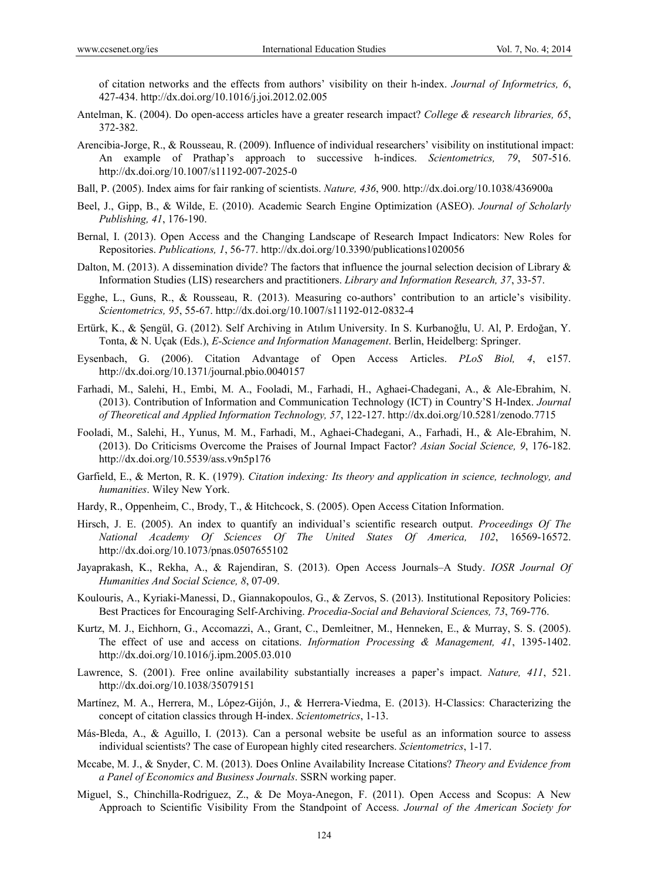of citation networks and the effects from authors' visibility on their h-index. *Journal of Informetrics, 6*, 427-434. http://dx.doi.org/10.1016/j.joi.2012.02.005

Antelman, K. (2004). Do open-access articles have a greater research impact? *College & research libraries, 65*, 372-382.

Arencibia-Jorge, R., & Rousseau, R. (2009). Influence of individual researchers' visibility on institutional impact: An example of Prathap's approach to successive h-indices. *Scientometrics, 79*, 507-516. http://dx.doi.org/10.1007/s11192-007-2025-0

Ball, P. (2005). Index aims for fair ranking of scientists. *Nature, 436*, 900. http://dx.doi.org/10.1038/436900a

Beel, J., Gipp, B., & Wilde, E. (2010). Academic Search Engine Optimization (ASEO). *Journal of Scholarly Publishing, 41*, 176-190.

Bernal, I. (2013). Open Access and the Changing Landscape of Research Impact Indicators: New Roles for Repositories. *Publications, 1*, 56-77. http://dx.doi.org/10.3390/publications1020056

Dalton, M. (2013). A dissemination divide? The factors that influence the journal selection decision of Library & Information Studies (LIS) researchers and practitioners. *Library and Information Research, 37*, 33-57.

Egghe, L., Guns, R., & Rousseau, R. (2013). Measuring co-authors' contribution to an article's visibility. *Scientometrics, 95*, 55-67. http://dx.doi.org/10.1007/s11192-012-0832-4

Ertürk, K., & Şengül, G. (2012). Self Archiving in Atılım University. In S. Kurbanoğlu, U. Al, P. Erdoğan, Y. Tonta, & N. Uçak (Eds.), *E-Science and Information Management*. Berlin, Heidelberg: Springer.

Eysenbach, G. (2006). Citation Advantage of Open Access Articles. *PLoS Biol, 4*, e157. http://dx.doi.org/10.1371/journal.pbio.0040157

Farhadi, M., Salehi, H., Embi, M. A., Fooladi, M., Farhadi, H., Aghaei-Chadegani, A., & Ale-Ebrahim, N. (2013). Contribution of Information and Communication Technology (ICT) in Country'S H-Index. *Journal of Theoretical and Applied Information Technology, 57*, 122-127. http://dx.doi.org/10.5281/zenodo.7715

Fooladi, M., Salehi, H., Yunus, M. M., Farhadi, M., Aghaei-Chadegani, A., Farhadi, H., & Ale-Ebrahim, N. (2013). Do Criticisms Overcome the Praises of Journal Impact Factor? *Asian Social Science, 9*, 176-182. http://dx.doi.org/10.5539/ass.v9n5p176

Garfield, E., & Merton, R. K. (1979). *Citation indexing: Its theory and application in science, technology, and humanities*. Wiley New York.

Hardy, R., Oppenheim, C., Brody, T., & Hitchcock, S. (2005). Open Access Citation Information.

Hirsch, J. E. (2005). An index to quantify an individual's scientific research output. *Proceedings Of The National Academy Of Sciences Of The United States Of America, 102*, 16569-16572. http://dx.doi.org/10.1073/pnas.0507655102

Jayaprakash, K., Rekha, A., & Rajendiran, S. (2013). Open Access Journals–A Study. *IOSR Journal Of Humanities And Social Science, 8*, 07-09.

Koulouris, A., Kyriaki-Manessi, D., Giannakopoulos, G., & Zervos, S. (2013). Institutional Repository Policies: Best Practices for Encouraging Self-Archiving. *Procedia-Social and Behavioral Sciences, 73*, 769-776.

Kurtz, M. J., Eichhorn, G., Accomazzi, A., Grant, C., Demleitner, M., Henneken, E., & Murray, S. S. (2005). The effect of use and access on citations. *Information Processing & Management, 41*, 1395-1402. http://dx.doi.org/10.1016/j.ipm.2005.03.010

Lawrence, S. (2001). Free online availability substantially increases a paper's impact. *Nature, 411*, 521. http://dx.doi.org/10.1038/35079151

Martínez, M. A., Herrera, M., López-Gijón, J., & Herrera-Viedma, E. (2013). H-Classics: Characterizing the concept of citation classics through H-index. *Scientometrics*, 1-13.

Más-Bleda, A., & Aguillo, I. (2013). Can a personal website be useful as an information source to assess individual scientists? The case of European highly cited researchers. *Scientometrics*, 1-17.

Mccabe, M. J., & Snyder, C. M. (2013). Does Online Availability Increase Citations? *Theory and Evidence from a Panel of Economics and Business Journals*. SSRN working paper.

Miguel, S., Chinchilla-Rodriguez, Z., & De Moya-Anegon, F. (2011). Open Access and Scopus: A New Approach to Scientific Visibility From the Standpoint of Access. *Journal of the American Society for*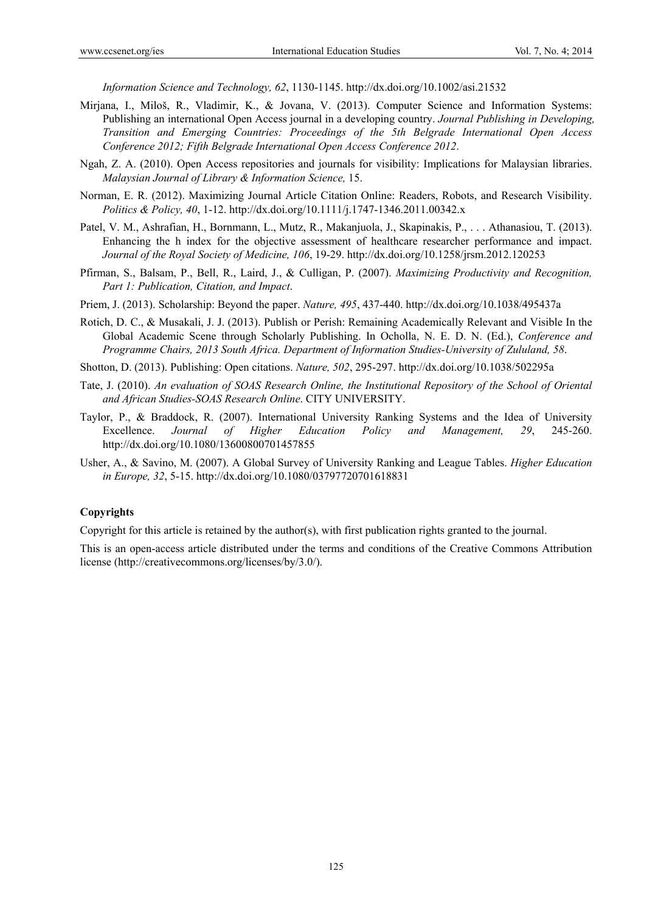*Information Science and Technology, 62*, 1130-1145. http://dx.doi.org/10.1002/asi.21532

Mirjana, I., Miloš, R., Vladimir, K., & Jovana, V. (2013). Computer Science and Information Systems: Publishing an international Open Access journal in a developing country. *Journal Publishing in Developing, Transition and Emerging Countries: Proceedings of the 5th Belgrade International Open Access Conference 2012; Fifth Belgrade International Open Access Conference 2012*.

Ngah, Z. A. (2010). Open Access repositories and journals for visibility: Implications for Malaysian libraries. *Malaysian Journal of Library & Information Science,* 15.

Norman, E. R. (2012). Maximizing Journal Article Citation Online: Readers, Robots, and Research Visibility. *Politics & Policy, 40*, 1-12. http://dx.doi.org/10.1111/j.1747-1346.2011.00342.x

Patel, V. M., Ashrafian, H., Bornmann, L., Mutz, R., Makanjuola, J., Skapinakis, P., . . . Athanasiou, T. (2013). Enhancing the h index for the objective assessment of healthcare researcher performance and impact. *Journal of the Royal Society of Medicine, 106*, 19-29. http://dx.doi.org/10.1258/jrsm.2012.120253

Pfirman, S., Balsam, P., Bell, R., Laird, J., & Culligan, P. (2007). *Maximizing Productivity and Recognition, Part 1: Publication, Citation, and Impact*.

Priem, J. (2013). Scholarship: Beyond the paper. *Nature, 495*, 437-440. http://dx.doi.org/10.1038/495437a

Rotich, D. C., & Musakali, J. J. (2013). Publish or Perish: Remaining Academically Relevant and Visible In the Global Academic Scene through Scholarly Publishing. In Ocholla, N. E. D. N. (Ed.), *Conference and Programme Chairs, 2013 South Africa. Department of Information Studies-University of Zululand, 58*.

Shotton, D. (2013). Publishing: Open citations. *Nature, 502*, 295-297. http://dx.doi.org/10.1038/502295a

Tate, J. (2010). *An evaluation of SOAS Research Online, the Institutional Repository of the School of Oriental and African Studies-SOAS Research Online*. CITY UNIVERSITY.

Taylor, P., & Braddock, R. (2007). International University Ranking Systems and the Idea of University Excellence. *Journal of Higher Education Policy and Management, 29*, 245-260. http://dx.doi.org/10.1080/13600800701457855

Usher, A., & Savino, M. (2007). A Global Survey of University Ranking and League Tables. *Higher Education in Europe, 32*, 5-15. http://dx.doi.org/10.1080/03797720701618831

**Copyrights**

Copyright for this article is retained by the author(s), with first publication rights granted to the journal.

This is an open-access article distributed under the terms and conditions of the Creative Commons Attribution license (http://creativecommons.org/licenses/by/3.0/).